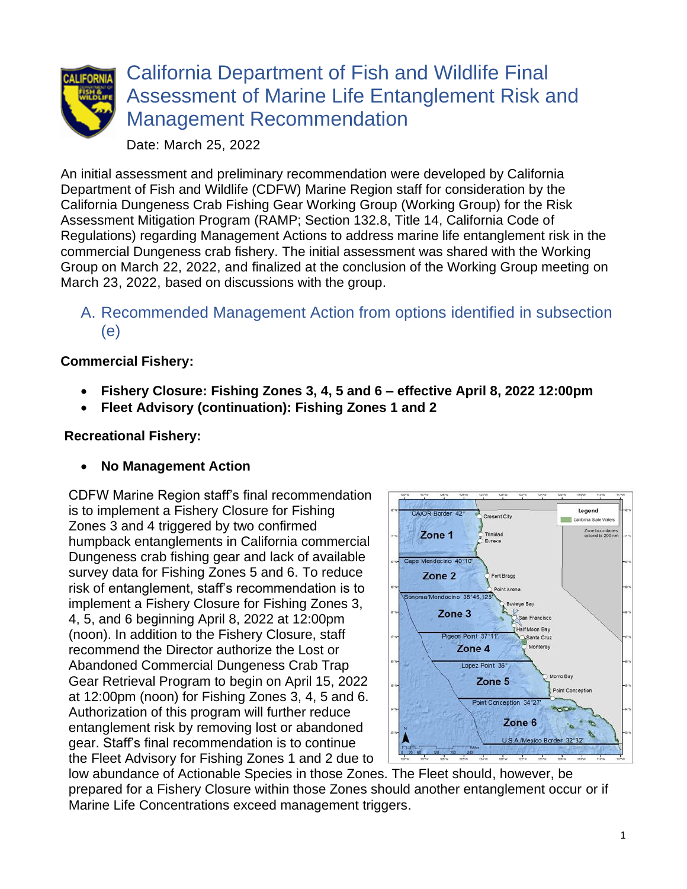# California Department of Fish and Wildlife Final Assessment of Marine Life Entanglement Risk and Management Recommendation

Date: March 25, 2022

An initial assessment and preliminary recommendation were developed by California Department of Fish and Wildlife (CDFW) Marine Region staff for consideration by the California Dungeness Crab Fishing Gear Working Group (Working Group) for the Risk Assessment Mitigation Program (RAMP; Section 132.8, Title 14, California Code of Regulations) regarding Management Actions to address marine life entanglement risk in the commercial Dungeness crab fishery. The initial assessment was shared with the Working Group on March 22, 2022, and finalized at the conclusion of the Working Group meeting on March 23, 2022, based on discussions with the group.

## A. Recommended Management Action from options identified in subsection (e)

**Commercial Fishery:**

- **Fishery Closure: Fishing Zones 3, 4, 5 and 6 – effective April 8, 2022 12:00pm**
- **Fleet Advisory (continuation): Fishing Zones 1 and 2**

**Recreational Fishery:**

- **No Management Action**

CDFW Marine Region staff's final recommendation is to implement a Fishery Closure for Fishing Zones 3 and 4 triggered by two confirmed humpback entanglements in California commercial Dungeness crab fishing gear and lack of available survey data for Fishing Zones 5 and 6. To reduce risk of entanglement, staff's recommendation is to implement a Fishery Closure for Fishing Zones 3, 4, 5, and 6 beginning April 8, 2022 at 12:00pm (noon). In addition to the Fishery Closure, staff recommend the Director authorize the Lost or Abandoned Commercial Dungeness Crab Trap Gear Retrieval Program to begin on April 15, 2022 at 12:00pm (noon) for Fishing Zones 3, 4, 5 and 6. Authorization of this program will further reduce entanglement risk by removing lost or abandoned gear. Staff's final recommendation is to continue the Fleet Advisory for Fishing Zones 1 and 2 due to low abundance of Actionable Species in those Zones. The Fleet should, however, be prepared for a Fishery Closure within those Zones should another entanglement occur or if Marine Life Concentrations exceed management triggers.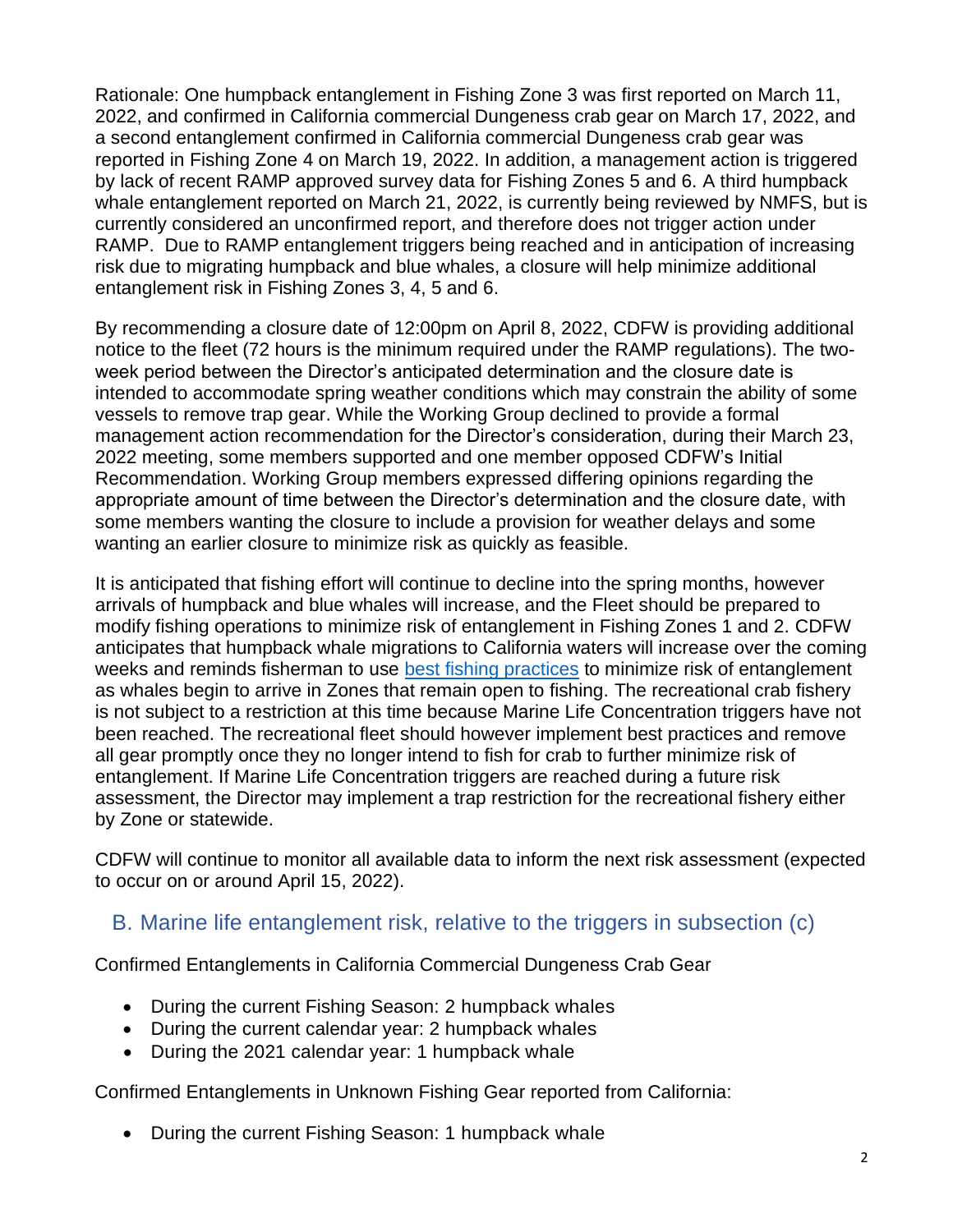Rationale: One humpback entanglement in Fishing Zone 3 was first reported on March 11, 2022, and confirmed in California commercial Dungeness crab gear on March 17, 2022, and a second entanglement confirmed in California commercial Dungeness crab gear was reported in Fishing Zone 4 on March 19, 2022. In addition, a management action is triggered by lack of recent RAMP approved survey data for Fishing Zones 5 and 6. A third humpback whale entanglement reported on March 21, 2022, is currently being reviewed by NMFS, but is currently considered an unconfirmed report, and therefore does not trigger action under RAMP. Due to RAMP entanglement triggers being reached and in anticipation of increasing risk due to migrating humpback and blue whales, a closure will help minimize additional entanglement risk in Fishing Zones 3, 4, 5 and 6.

By recommending a closure date of 12:00pm on April 8, 2022, CDFW is providing additional notice to the fleet (72 hours is the minimum required under the RAMP regulations). The two-week period between the Director's anticipated determination and the closure date is intended to accommodate spring weather conditions which may constrain the ability of some vessels to remove trap gear. While the Working Group declined to provide a formal management action recommendation for the Director's consideration, during their March 23, 2022 meeting, some members supported and one member opposed CDFW's Initial Recommendation. Working Group members expressed differing opinions regarding the appropriate amount of time between the Director's determination and the closure date, with some members wanting the closure to include a provision for weather delays and some wanting an earlier closure to minimize risk as quickly as feasible.

It is anticipated that fishing effort will continue to decline into the spring months, however arrivals of humpback and blue whales will increase, and the Fleet should be prepared to modify fishing operations to minimize risk of entanglement in Fishing Zones 1 and 2. CDFW anticipates that humpback whale migrations to California waters will increase over the coming weeks and reminds fisherman to use best fishing practices to minimize risk of entanglement as whales begin to arrive in Zones that remain open to fishing. The recreational crab fishery is not subject to a restriction at this time because Marine Life Concentration triggers have not been reached. The recreational fleet should however implement best practices and remove all gear promptly once they no longer intend to fish for crab to further minimize risk of entanglement. If Marine Life Concentration triggers are reached during a future risk assessment, the Director may implement a trap restriction for the recreational fishery either by Zone or statewide.

CDFW will continue to monitor all available data to inform the next risk assessment (expected to occur on or around April 15, 2022).

## B. Marine life entanglement risk, relative to the triggers in subsection (c)

Confirmed Entanglements in California Commercial Dungeness Crab Gear

- During the current Fishing Season: 2 humpback whales
- During the current calendar year: 2 humpback whales
- During the 2021 calendar year: 1 humpback whale

Confirmed Entanglements in Unknown Fishing Gear reported from California:

- During the current Fishing Season: 1 humpback whale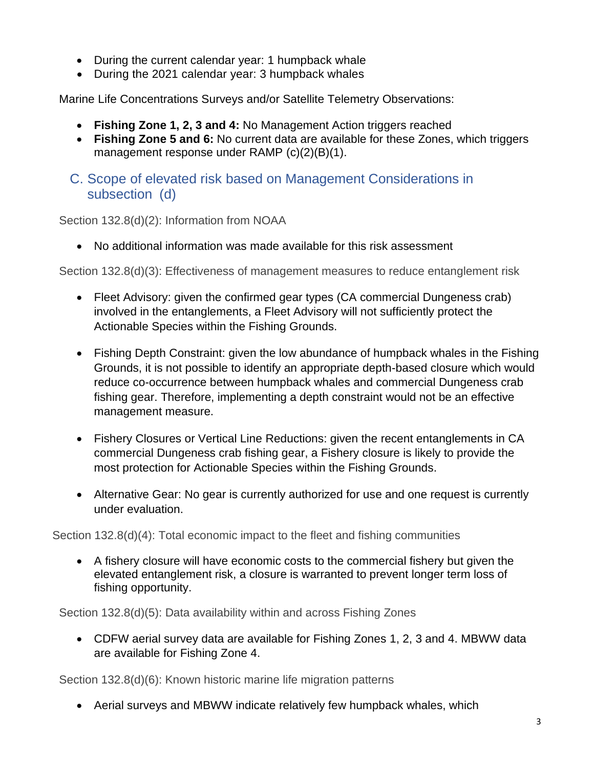- During the current calendar year: 1 humpback whale
- During the 2021 calendar year: 3 humpback whales

Marine Life Concentrations Surveys and/or Satellite Telemetry Observations:

- **Fishing Zone 1, 2, 3 and 4:** No Management Action triggers reached
- **Fishing Zone 5 and 6:** No current data are available for these Zones, which triggers management response under RAMP (c)(2)(B)(1).

## C. Scope of elevated risk based on Management Considerations in subsection (d)

Section 132.8(d)(2): Information from NOAA

- No additional information was made available for this risk assessment

Section 132.8(d)(3): Effectiveness of management measures to reduce entanglement risk

- Fleet Advisory: given the confirmed gear types (CA commercial Dungeness crab) involved in the entanglements, a Fleet Advisory will not sufficiently protect the Actionable Species within the Fishing Grounds.

- Fishing Depth Constraint: given the low abundance of humpback whales in the Fishing Grounds, it is not possible to identify an appropriate depth-based closure which would reduce co-occurrence between humpback whales and commercial Dungeness crab fishing gear. Therefore, implementing a depth constraint would not be an effective management measure.

- Fishery Closures or Vertical Line Reductions: given the recent entanglements in CA commercial Dungeness crab fishing gear, a Fishery closure is likely to provide the most protection for Actionable Species within the Fishing Grounds.

- Alternative Gear: No gear is currently authorized for use and one request is currently under evaluation.

Section 132.8(d)(4): Total economic impact to the fleet and fishing communities

- A fishery closure will have economic costs to the commercial fishery but given the elevated entanglement risk, a closure is warranted to prevent longer term loss of fishing opportunity.

Section 132.8(d)(5): Data availability within and across Fishing Zones

- CDFW aerial survey data are available for Fishing Zones 1, 2, 3 and 4. MBWW data are available for Fishing Zone 4.

Section 132.8(d)(6): Known historic marine life migration patterns

- Aerial surveys and MBWW indicate relatively few humpback whales, which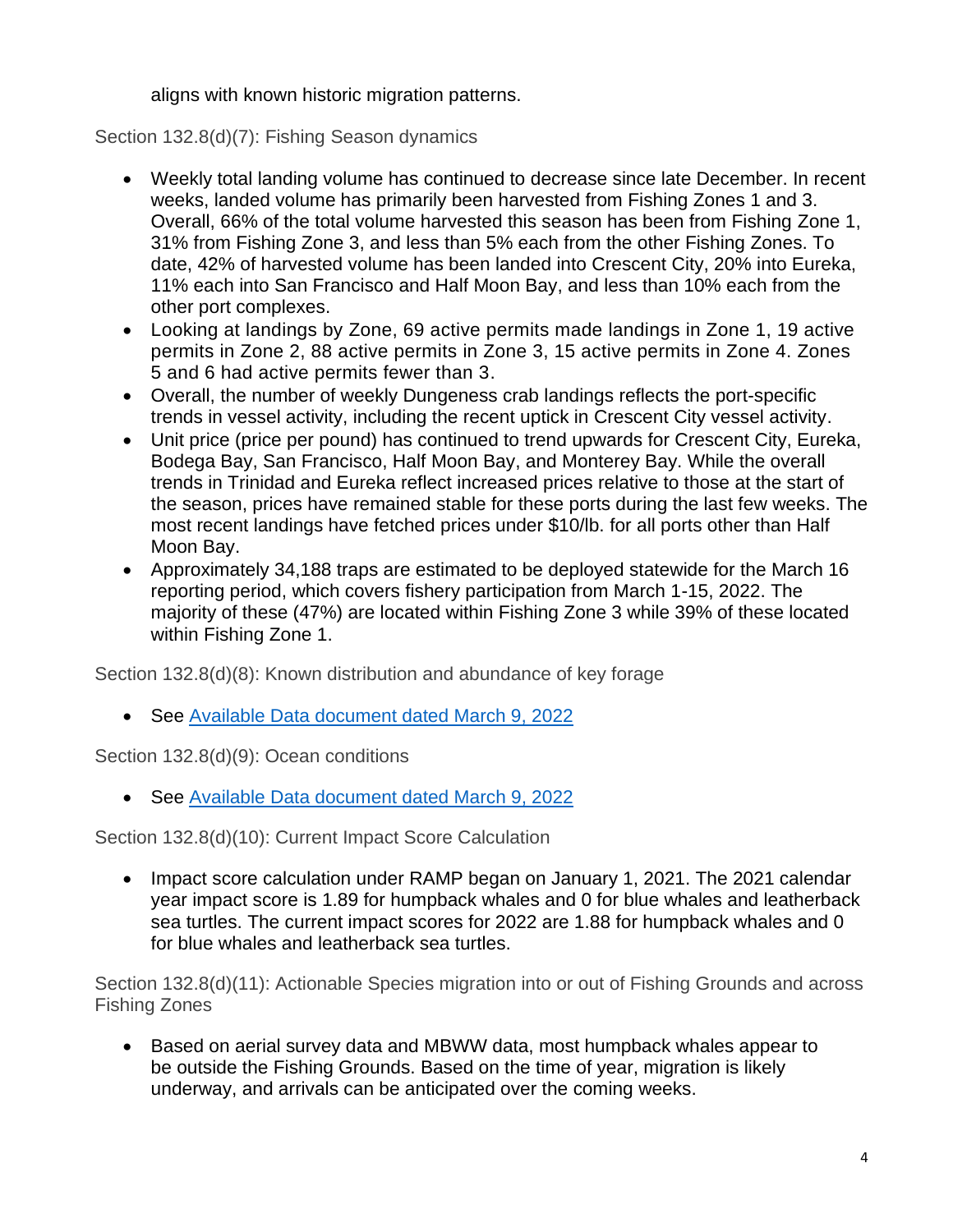aligns with known historic migration patterns.

Section 132.8(d)(7): Fishing Season dynamics

- Weekly total landing volume has continued to decrease since late December. In recent weeks, landed volume has primarily been harvested from Fishing Zones 1 and 3. Overall, 66% of the total volume harvested this season has been from Fishing Zone 1, 31% from Fishing Zone 3, and less than 5% each from the other Fishing Zones. To date, 42% of harvested volume has been landed into Crescent City, 20% into Eureka, 11% each into San Francisco and Half Moon Bay, and less than 10% each from the other port complexes.
- Looking at landings by Zone, 69 active permits made landings in Zone 1, 19 active permits in Zone 2, 88 active permits in Zone 3, 15 active permits in Zone 4. Zones 5 and 6 had active permits fewer than 3.
- Overall, the number of weekly Dungeness crab landings reflects the port-specific trends in vessel activity, including the recent uptick in Crescent City vessel activity.
- Unit price (price per pound) has continued to trend upwards for Crescent City, Eureka, Bodega Bay, San Francisco, Half Moon Bay, and Monterey Bay. While the overall trends in Trinidad and Eureka reflect increased prices relative to those at the start of the season, prices have remained stable for these ports during the last few weeks. The most recent landings have fetched prices under $10/lb. for all ports other than Half Moon Bay.
- Approximately 34,188 traps are estimated to be deployed statewide for the March 16 reporting period, which covers fishery participation from March 1-15, 2022. The majority of these (47%) are located within Fishing Zone 3 while 39% of these located within Fishing Zone 1.

Section 132.8(d)(8): Known distribution and abundance of key forage

- See Available Data document dated March 9, 2022

Section 132.8(d)(9): Ocean conditions

- See Available Data document dated March 9, 2022

Section 132.8(d)(10): Current Impact Score Calculation

- Impact score calculation under RAMP began on January 1, 2021. The 2021 calendar year impact score is 1.89 for humpback whales and 0 for blue whales and leatherback sea turtles. The current impact scores for 2022 are 1.88 for humpback whales and 0 for blue whales and leatherback sea turtles.

Section 132.8(d)(11): Actionable Species migration into or out of Fishing Grounds and across Fishing Zones

- Based on aerial survey data and MBWW data, most humpback whales appear to be outside the Fishing Grounds. Based on the time of year, migration is likely underway, and arrivals can be anticipated over the coming weeks.